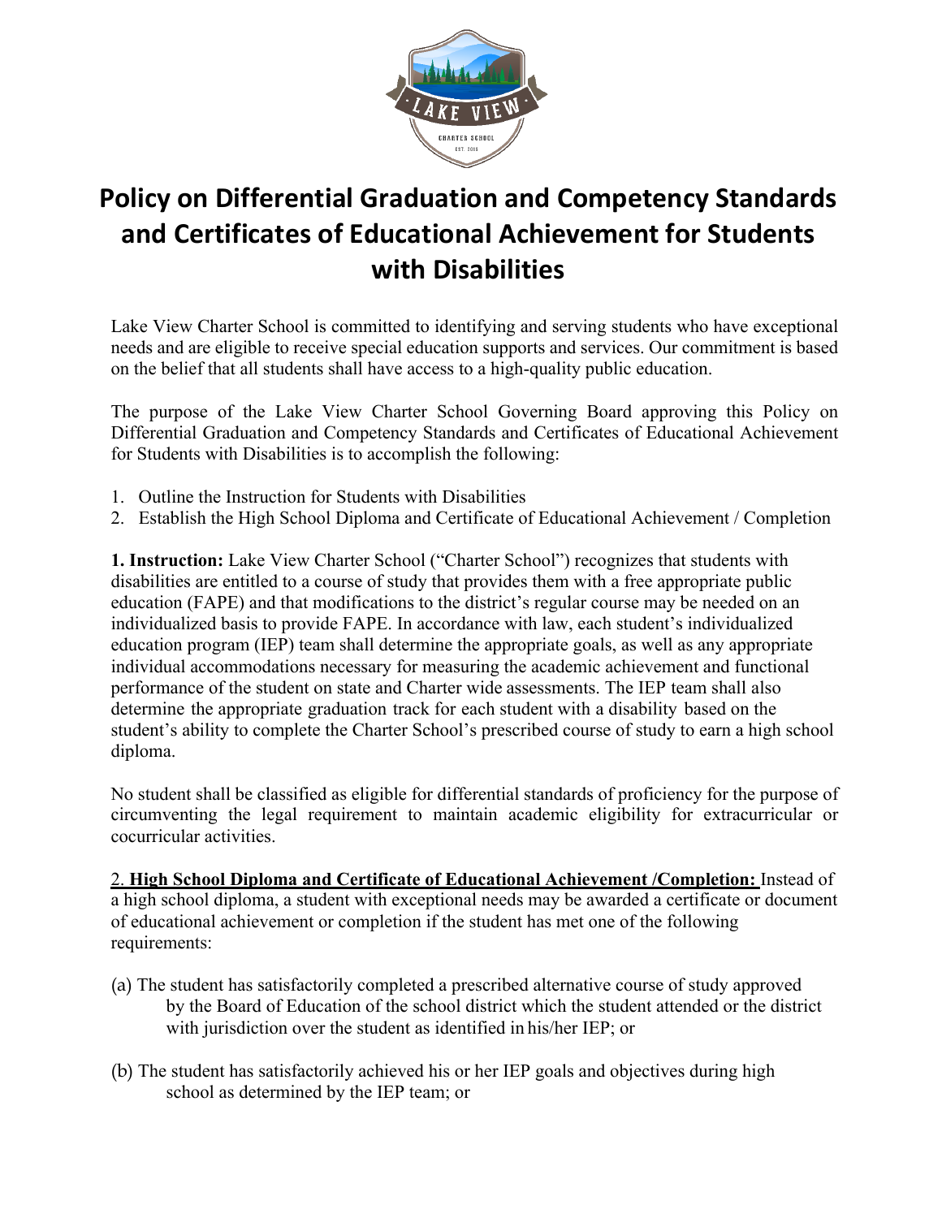# Policy on Differential Graduation and Competency Standards and Certificates of Educational Achievement for Students with Disabilities

Lake View Charter School is committed to identifying and serving students who have exceptional needs and are eligible to receive special education supports and services. Our commitment is based on the belief that all students shall have access to a high-quality public education.

The purpose of the Lake View Charter School Governing Board approving this Policy on Differential Graduation and Competency Standards and Certificates of Educational Achievement for Students with Disabilities is to accomplish the following:

1. Outline the Instruction for Students with Disabilities
2. Establish the High School Diploma and Certificate of Educational Achievement / Completion

**1. Instruction:** Lake View Charter School ("Charter School") recognizes that students with disabilities are entitled to a course of study that provides them with a free appropriate public education (FAPE) and that modifications to the district's regular course may be needed on an individualized basis to provide FAPE. In accordance with law, each student's individualized education program (IEP) team shall determine the appropriate goals, as well as any appropriate individual accommodations necessary for measuring the academic achievement and functional performance of the student on state and Charter wide assessments. The IEP team shall also determine the appropriate graduation track for each student with a disability based on the student's ability to complete the Charter School's prescribed course of study to earn a high school diploma.

No student shall be classified as eligible for differential standards of proficiency for the purpose of circumventing the legal requirement to maintain academic eligibility for extracurricular or cocurricular activities.

2. **<u>High School Diploma and Certificate of Educational Achievement /Completion:</u>** Instead of a high school diploma, a student with exceptional needs may be awarded a certificate or document of educational achievement or completion if the student has met one of the following requirements:

(a) The student has satisfactorily completed a prescribed alternative course of study approved by the Board of Education of the school district which the student attended or the district with jurisdiction over the student as identified in his/her IEP; or

(b) The student has satisfactorily achieved his or her IEP goals and objectives during high school as determined by the IEP team; or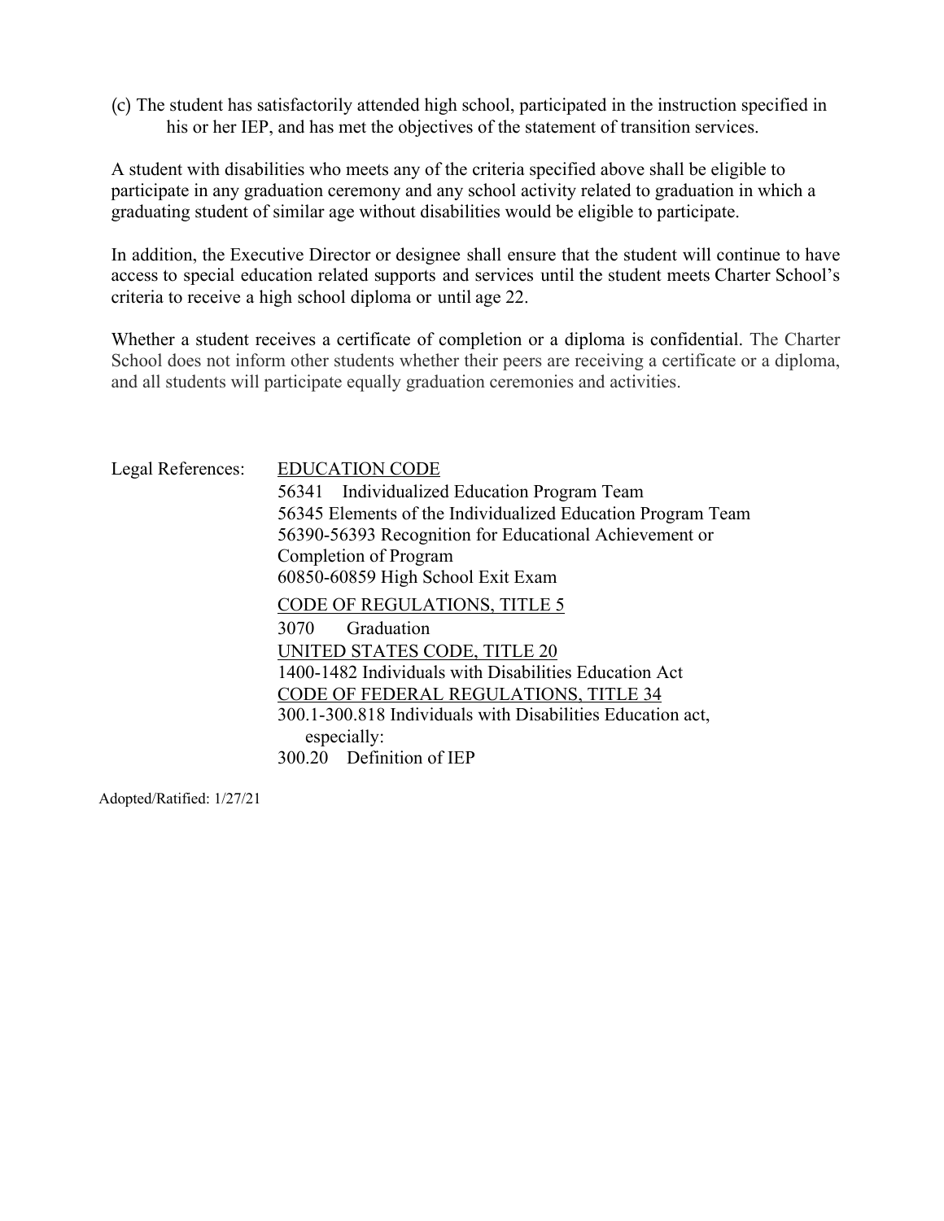(c) The student has satisfactorily attended high school, participated in the instruction specified in his or her IEP, and has met the objectives of the statement of transition services.

A student with disabilities who meets any of the criteria specified above shall be eligible to participate in any graduation ceremony and any school activity related to graduation in which a graduating student of similar age without disabilities would be eligible to participate.

In addition, the Executive Director or designee shall ensure that the student will continue to have access to special education related supports and services until the student meets Charter School's criteria to receive a high school diploma or until age 22.

Whether a student receives a certificate of completion or a diploma is confidential. The Charter School does not inform other students whether their peers are receiving a certificate or a diploma, and all students will participate equally graduation ceremonies and activities.

Legal References:

EDUCATION CODE
56341 Individualized Education Program Team
56345 Elements of the Individualized Education Program Team
56390-56393 Recognition for Educational Achievement or Completion of Program
60850-60859 High School Exit Exam

CODE OF REGULATIONS, TITLE 5
3070 Graduation

UNITED STATES CODE, TITLE 20
1400-1482 Individuals with Disabilities Education Act

CODE OF FEDERAL REGULATIONS, TITLE 34
300.1-300.818 Individuals with Disabilities Education act, especially:
300.20 Definition of IEP

Adopted/Ratified: 1/27/21